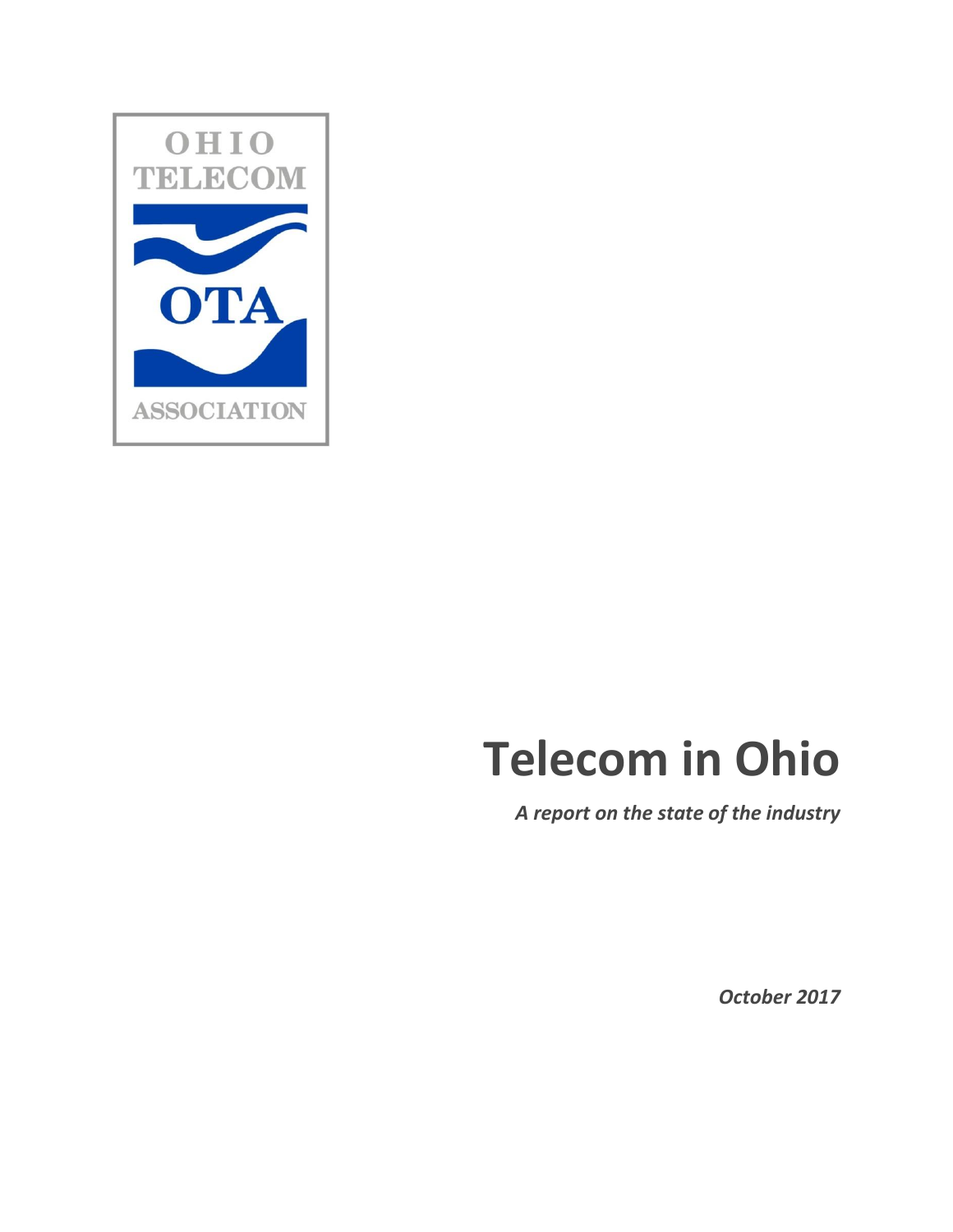OHIO TELECOM

OTA

ASSOCIATION

# Telecom in Ohio

***A report on the state of the industry***

***October 2017***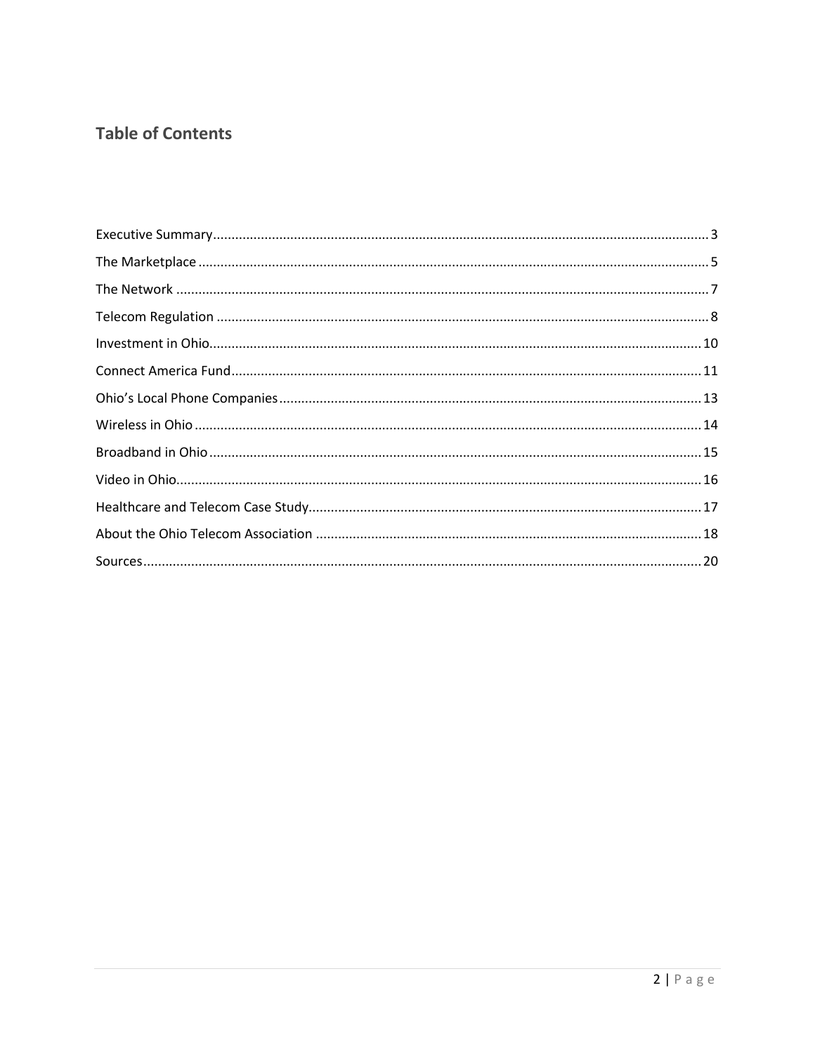## Table of Contents

Executive Summary ........................................................................................................ 3

The Marketplace ........................................................................................................... 5

The Network ................................................................................................................. 7

Telecom Regulation ...................................................................................................... 8

Investment in Ohio ........................................................................................................ 10

Connect America Fund .................................................................................................. 11

Ohio's Local Phone Companies ..................................................................................... 13

Wireless in Ohio ............................................................................................................ 14

Broadband in Ohio ........................................................................................................ 15

Video in Ohio ................................................................................................................. 16

Healthcare and Telecom Case Study ............................................................................. 17

About the Ohio Telecom Association ........................................................................... 18

Sources .......................................................................................................................... 20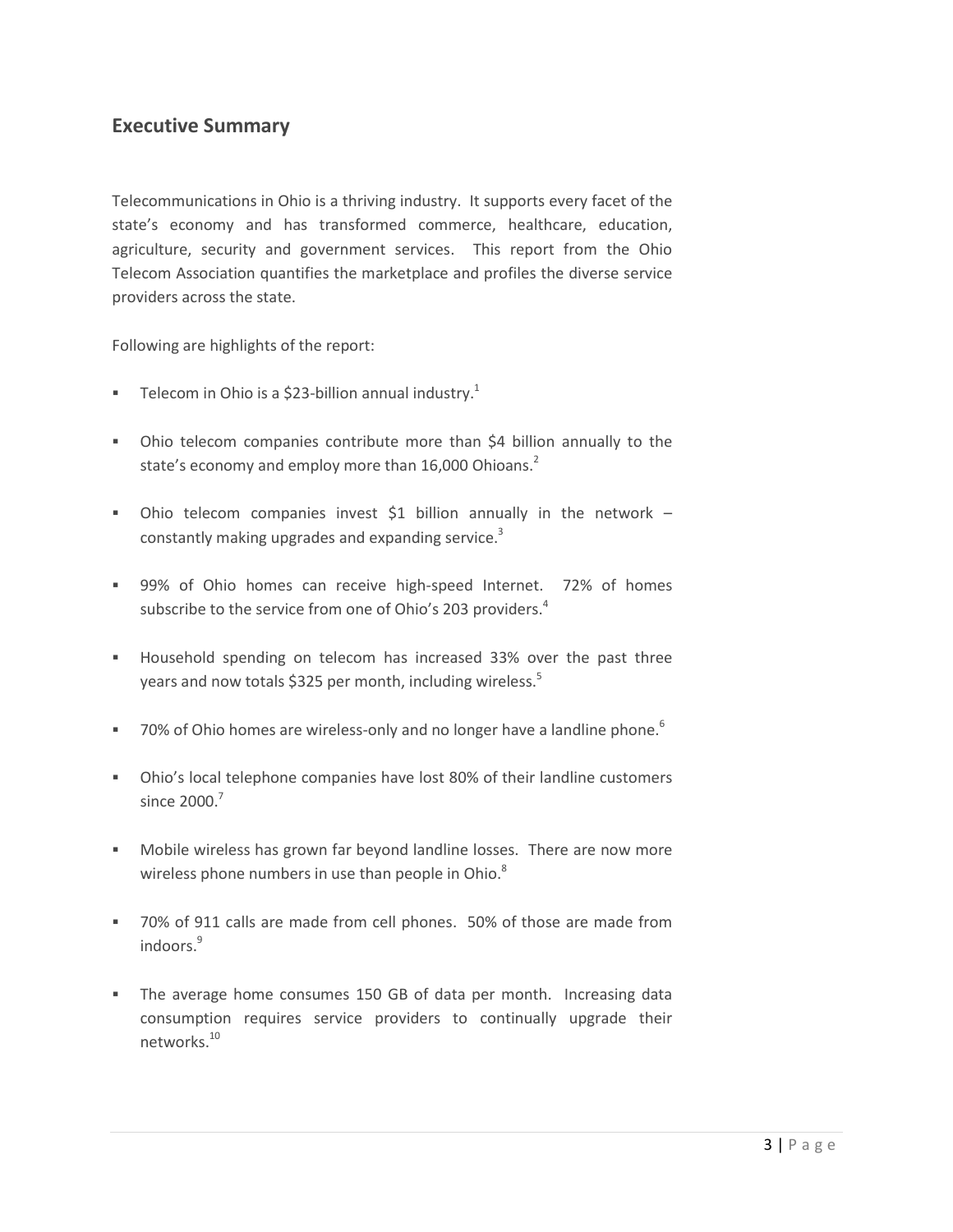## Executive Summary

Telecommunications in Ohio is a thriving industry. It supports every facet of the state's economy and has transformed commerce, healthcare, education, agriculture, security and government services. This report from the Ohio Telecom Association quantifies the marketplace and profiles the diverse service providers across the state.

Following are highlights of the report:

- Telecom in Ohio is a $23-billion annual industry.[1]
- Ohio telecom companies contribute more than $4 billion annually to the state's economy and employ more than 16,000 Ohioans.[2]
- Ohio telecom companies invest $1 billion annually in the network – constantly making upgrades and expanding service.[3]
- 99% of Ohio homes can receive high-speed Internet. 72% of homes subscribe to the service from one of Ohio's 203 providers.[4]
- Household spending on telecom has increased 33% over the past three years and now totals $325 per month, including wireless.[5]
- 70% of Ohio homes are wireless-only and no longer have a landline phone.[6]
- Ohio's local telephone companies have lost 80% of their landline customers since 2000.[7]
- Mobile wireless has grown far beyond landline losses. There are now more wireless phone numbers in use than people in Ohio.[8]
- 70% of 911 calls are made from cell phones. 50% of those are made from indoors.[9]
- The average home consumes 150 GB of data per month. Increasing data consumption requires service providers to continually upgrade their networks.[10]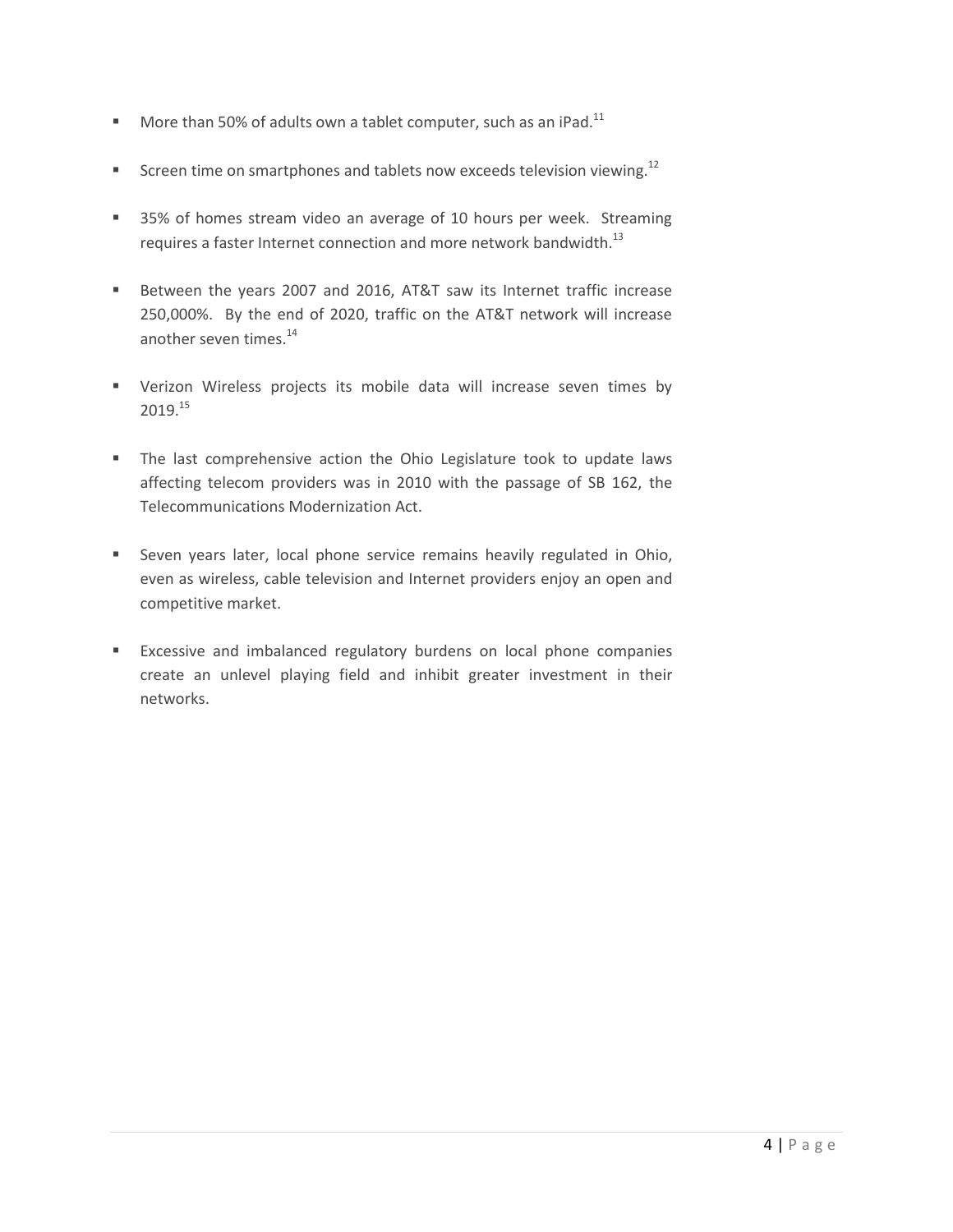- More than 50% of adults own a tablet computer, such as an iPad.[11]
- Screen time on smartphones and tablets now exceeds television viewing.[12]
- 35% of homes stream video an average of 10 hours per week. Streaming requires a faster Internet connection and more network bandwidth.[13]
- Between the years 2007 and 2016, AT&T saw its Internet traffic increase 250,000%. By the end of 2020, traffic on the AT&T network will increase another seven times.[14]
- Verizon Wireless projects its mobile data will increase seven times by 2019.[15]
- The last comprehensive action the Ohio Legislature took to update laws affecting telecom providers was in 2010 with the passage of SB 162, the Telecommunications Modernization Act.
- Seven years later, local phone service remains heavily regulated in Ohio, even as wireless, cable television and Internet providers enjoy an open and competitive market.
- Excessive and imbalanced regulatory burdens on local phone companies create an unlevel playing field and inhibit greater investment in their networks.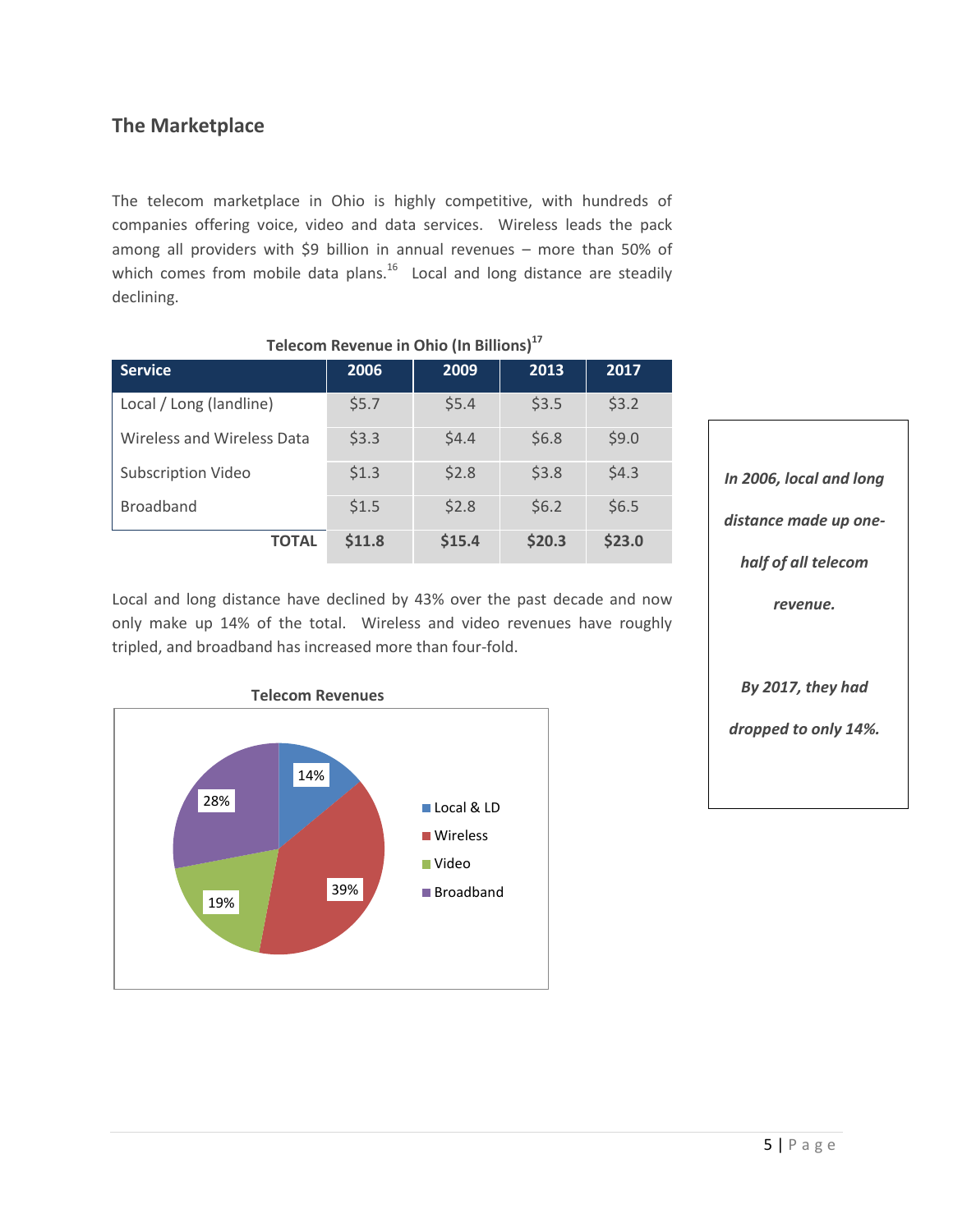## The Marketplace

The telecom marketplace in Ohio is highly competitive, with hundreds of companies offering voice, video and data services. Wireless leads the pack among all providers with $9 billion in annual revenues – more than 50% of which comes from mobile data plans.[16] Local and long distance are steadily declining.

**Telecom Revenue in Ohio (In Billions)[17]**

| Service | 2006 | 2009 | 2013 | 2017 |
|---|---|---|---|---|
| Local / Long (landline) | $5.7 | $5.4 | $3.5 | $3.2 |
| Wireless and Wireless Data | $3.3 | $4.4 | $6.8 | $9.0 |
| Subscription Video | $1.3 | $2.8 | $3.8 | $4.3 |
| Broadband | $1.5 | $2.8 | $6.2 | $6.5 |
| **TOTAL** | **$11.8** | **$15.4** | **$20.3** | **$23.0** |

*In 2006, local and long distance made up one-half of all telecom revenue.*

*By 2017, they had dropped to only 14%.*

Local and long distance have declined by 43% over the past decade and now only make up 14% of the total. Wireless and video revenues have roughly tripled, and broadband has increased more than four-fold.

**Telecom Revenues**

| Category | Share |
|---|---|
| Local & LD | 14% |
| Wireless | 39% |
| Video | 19% |
| Broadband | 28% |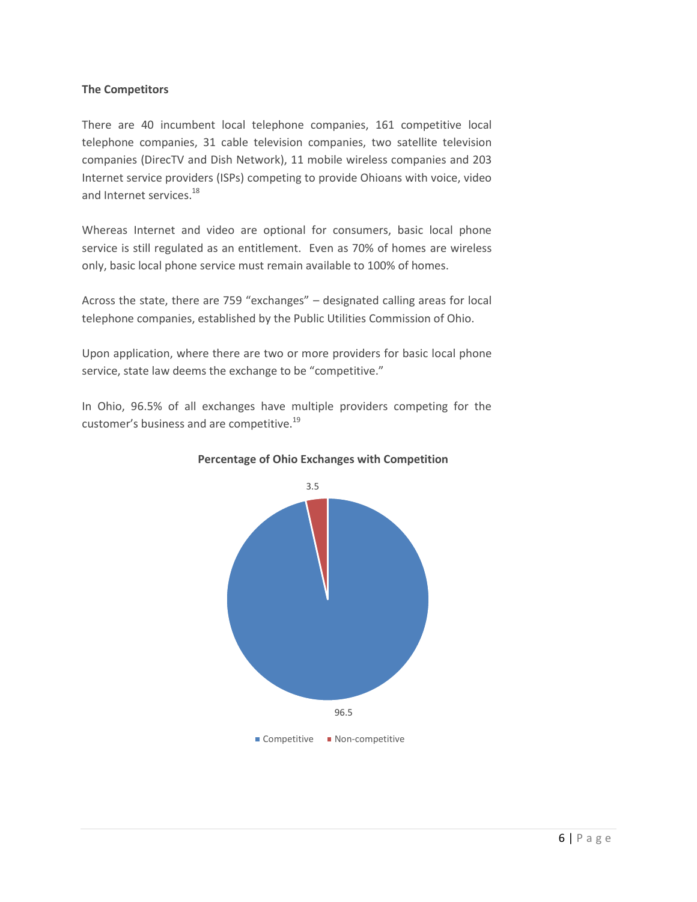**The Competitors**

There are 40 incumbent local telephone companies, 161 competitive local telephone companies, 31 cable television companies, two satellite television companies (DirecTV and Dish Network), 11 mobile wireless companies and 203 Internet service providers (ISPs) competing to provide Ohioans with voice, video and Internet services.[18]

Whereas Internet and video are optional for consumers, basic local phone service is still regulated as an entitlement. Even as 70% of homes are wireless only, basic local phone service must remain available to 100% of homes.

Across the state, there are 759 "exchanges" – designated calling areas for local telephone companies, established by the Public Utilities Commission of Ohio.

Upon application, where there are two or more providers for basic local phone service, state law deems the exchange to be "competitive."

In Ohio, 96.5% of all exchanges have multiple providers competing for the customer's business and are competitive.[19]

**Percentage of Ohio Exchanges with Competition**

| Category | Percentage |
|---|---|
| Competitive | 96.5 |
| Non-competitive | 3.5 |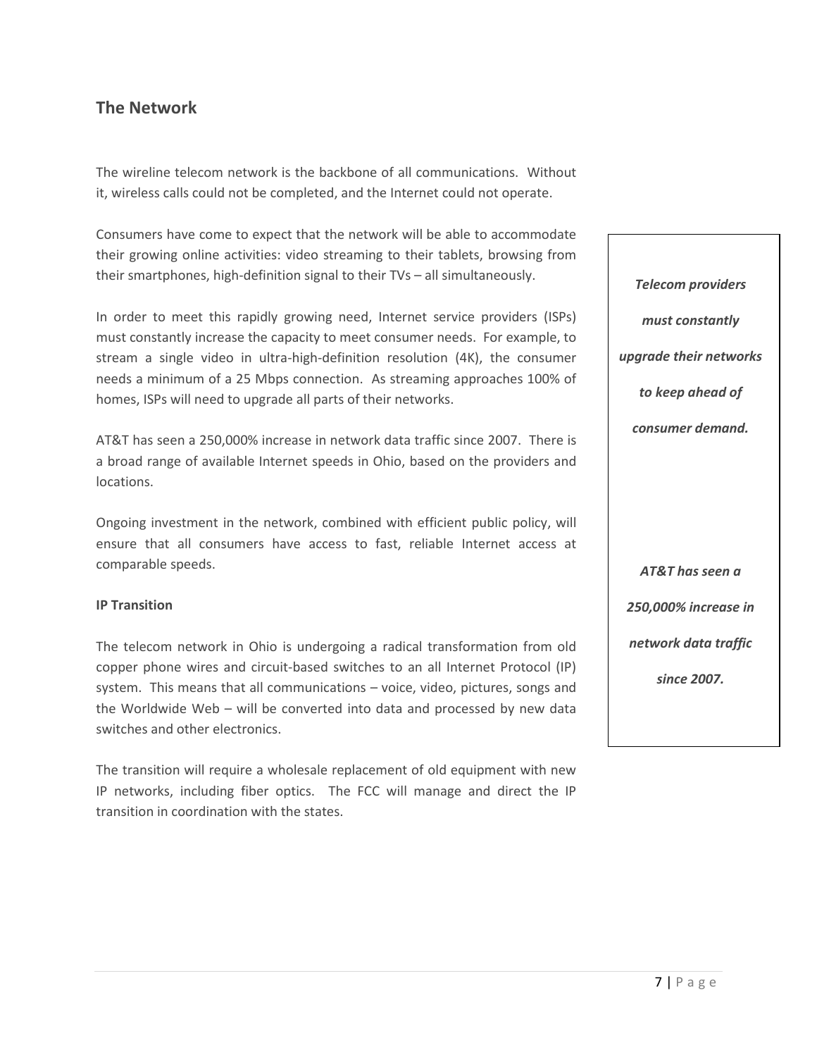## The Network

The wireline telecom network is the backbone of all communications. Without it, wireless calls could not be completed, and the Internet could not operate.

Consumers have come to expect that the network will be able to accommodate their growing online activities: video streaming to their tablets, browsing from their smartphones, high-definition signal to their TVs – all simultaneously.

In order to meet this rapidly growing need, Internet service providers (ISPs) must constantly increase the capacity to meet consumer needs. For example, to stream a single video in ultra-high-definition resolution (4K), the consumer needs a minimum of a 25 Mbps connection. As streaming approaches 100% of homes, ISPs will need to upgrade all parts of their networks.

AT&T has seen a 250,000% increase in network data traffic since 2007. There is a broad range of available Internet speeds in Ohio, based on the providers and locations.

Ongoing investment in the network, combined with efficient public policy, will ensure that all consumers have access to fast, reliable Internet access at comparable speeds.

***Telecom providers must constantly upgrade their networks to keep ahead of consumer demand.***

***AT&T has seen a 250,000% increase in network data traffic since 2007.***

**IP Transition**

The telecom network in Ohio is undergoing a radical transformation from old copper phone wires and circuit-based switches to an all Internet Protocol (IP) system. This means that all communications – voice, video, pictures, songs and the Worldwide Web – will be converted into data and processed by new data switches and other electronics.

The transition will require a wholesale replacement of old equipment with new IP networks, including fiber optics. The FCC will manage and direct the IP transition in coordination with the states.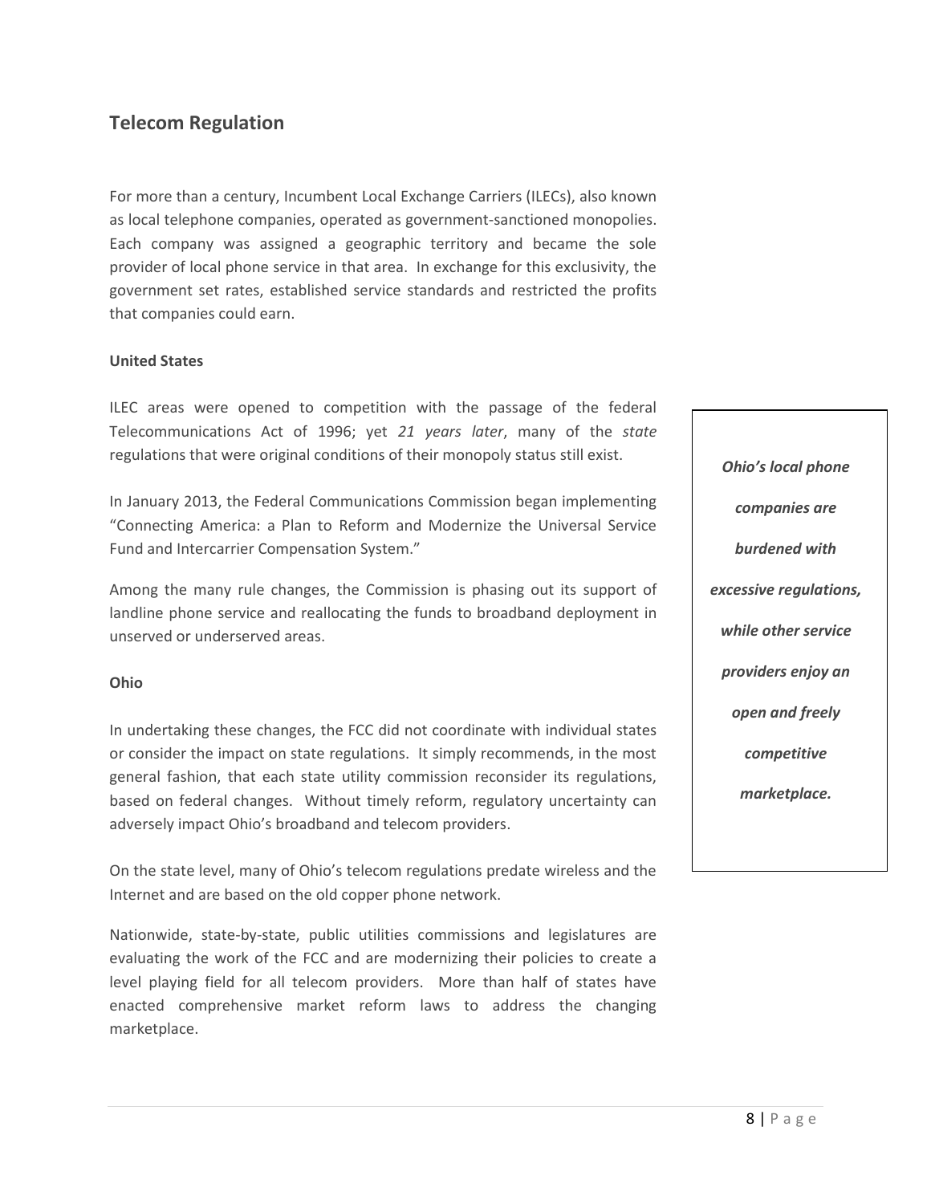## Telecom Regulation

For more than a century, Incumbent Local Exchange Carriers (ILECs), also known as local telephone companies, operated as government-sanctioned monopolies. Each company was assigned a geographic territory and became the sole provider of local phone service in that area. In exchange for this exclusivity, the government set rates, established service standards and restricted the profits that companies could earn.

**United States**

ILEC areas were opened to competition with the passage of the federal Telecommunications Act of 1996; yet *21 years later*, many of the *state* regulations that were original conditions of their monopoly status still exist.

In January 2013, the Federal Communications Commission began implementing "Connecting America: a Plan to Reform and Modernize the Universal Service Fund and Intercarrier Compensation System."

Among the many rule changes, the Commission is phasing out its support of landline phone service and reallocating the funds to broadband deployment in unserved or underserved areas.

**Ohio**

In undertaking these changes, the FCC did not coordinate with individual states or consider the impact on state regulations. It simply recommends, in the most general fashion, that each state utility commission reconsider its regulations, based on federal changes. Without timely reform, regulatory uncertainty can adversely impact Ohio's broadband and telecom providers.

On the state level, many of Ohio's telecom regulations predate wireless and the Internet and are based on the old copper phone network.

Nationwide, state-by-state, public utilities commissions and legislatures are evaluating the work of the FCC and are modernizing their policies to create a level playing field for all telecom providers. More than half of states have enacted comprehensive market reform laws to address the changing marketplace.

***Ohio's local phone companies are burdened with excessive regulations, while other service providers enjoy an open and freely competitive marketplace.***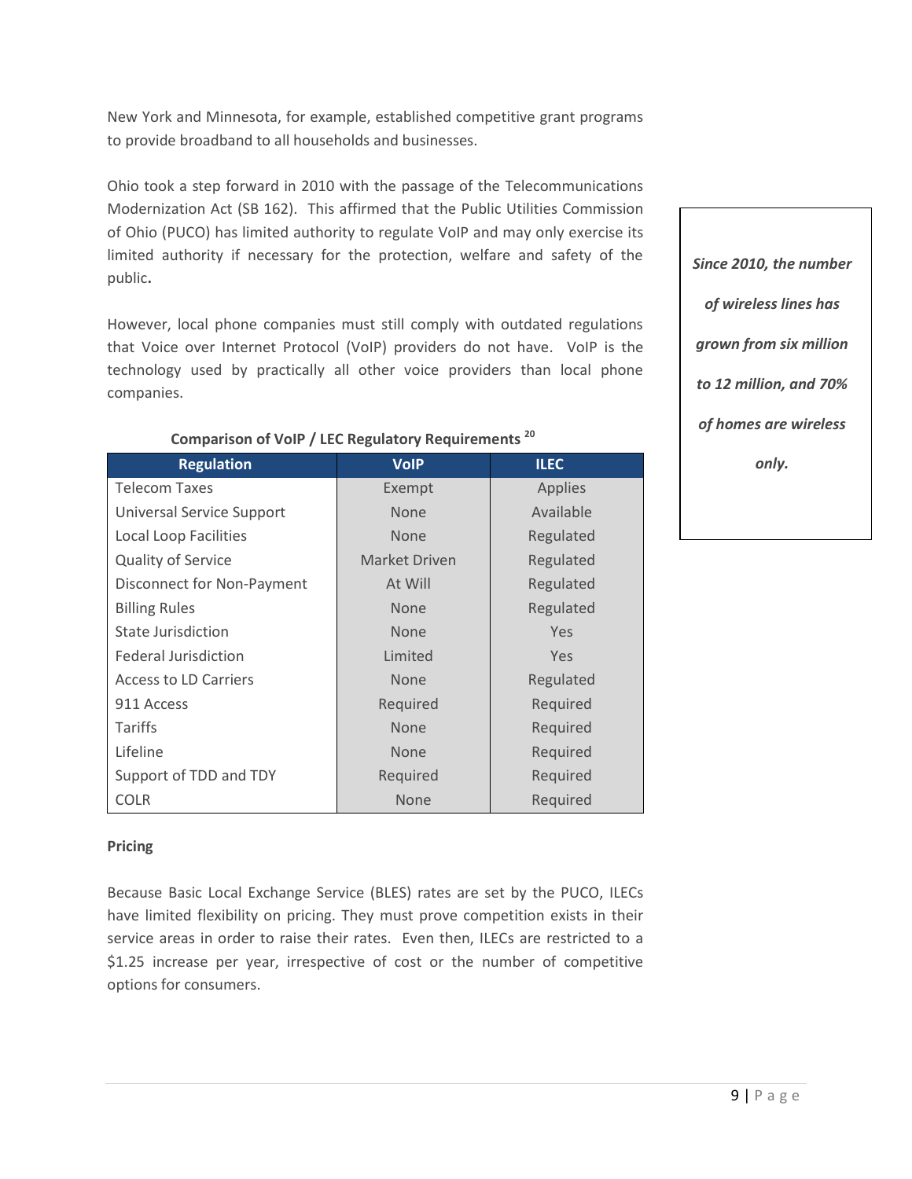New York and Minnesota, for example, established competitive grant programs to provide broadband to all households and businesses.

Ohio took a step forward in 2010 with the passage of the Telecommunications Modernization Act (SB 162). This affirmed that the Public Utilities Commission of Ohio (PUCO) has limited authority to regulate VoIP and may only exercise its limited authority if necessary for the protection, welfare and safety of the public**.**

*Since 2010, the number of wireless lines has grown from six million to 12 million, and 70% of homes are wireless only.*

However, local phone companies must still comply with outdated regulations that Voice over Internet Protocol (VoIP) providers do not have. VoIP is the technology used by practically all other voice providers than local phone companies.

**Comparison of VoIP / LEC Regulatory Requirements** [20]

| Regulation | VoIP | ILEC |
|---|---|---|
| Telecom Taxes | Exempt | Applies |
| Universal Service Support | None | Available |
| Local Loop Facilities | None | Regulated |
| Quality of Service | Market Driven | Regulated |
| Disconnect for Non-Payment | At Will | Regulated |
| Billing Rules | None | Regulated |
| State Jurisdiction | None | Yes |
| Federal Jurisdiction | Limited | Yes |
| Access to LD Carriers | None | Regulated |
| 911 Access | Required | Required |
| Tariffs | None | Required |
| Lifeline | None | Required |
| Support of TDD and TDY | Required | Required |
| COLR | None | Required |

**Pricing**

Because Basic Local Exchange Service (BLES) rates are set by the PUCO, ILECs have limited flexibility on pricing. They must prove competition exists in their service areas in order to raise their rates. Even then, ILECs are restricted to a $1.25 increase per year, irrespective of cost or the number of competitive options for consumers.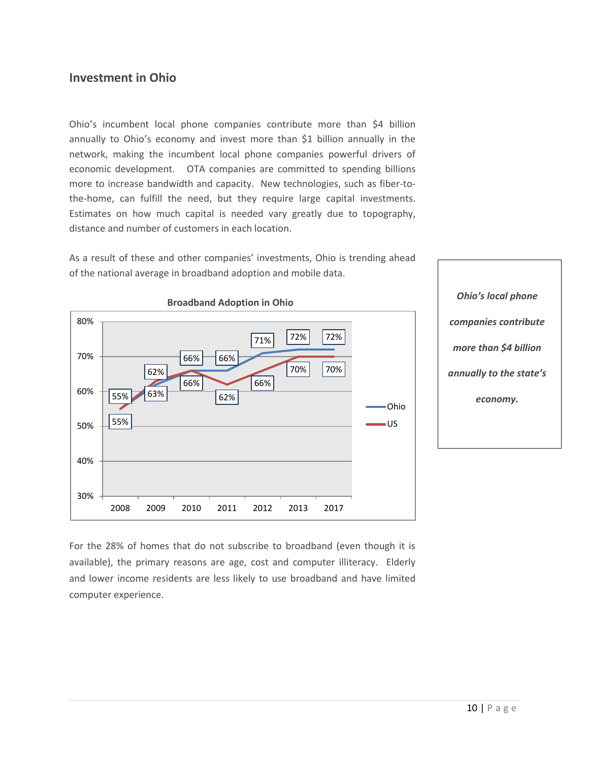## Investment in Ohio

Ohio's incumbent local phone companies contribute more than $4 billion annually to Ohio's economy and invest more than $1 billion annually in the network, making the incumbent local phone companies powerful drivers of economic development. OTA companies are committed to spending billions more to increase bandwidth and capacity. New technologies, such as fiber-to-the-home, can fulfill the need, but they require large capital investments. Estimates on how much capital is needed vary greatly due to topography, distance and number of customers in each location.

As a result of these and other companies' investments, Ohio is trending ahead of the national average in broadband adoption and mobile data.

***Ohio's local phone companies contribute more than $4 billion annually to the state's economy.***

**Broadband Adoption in Ohio**

| | 2008 | 2009 | 2010 | 2011 | 2012 | 2013 | 2017 |
|---|---|---|---|---|---|---|---|
| Ohio | 55% | 62% | 66% | 66% | 71% | 72% | 72% |
| US | 55% | 63% | 66% | 62% | 66% | 70% | 70% |

For the 28% of homes that do not subscribe to broadband (even though it is available), the primary reasons are age, cost and computer illiteracy. Elderly and lower income residents are less likely to use broadband and have limited computer experience.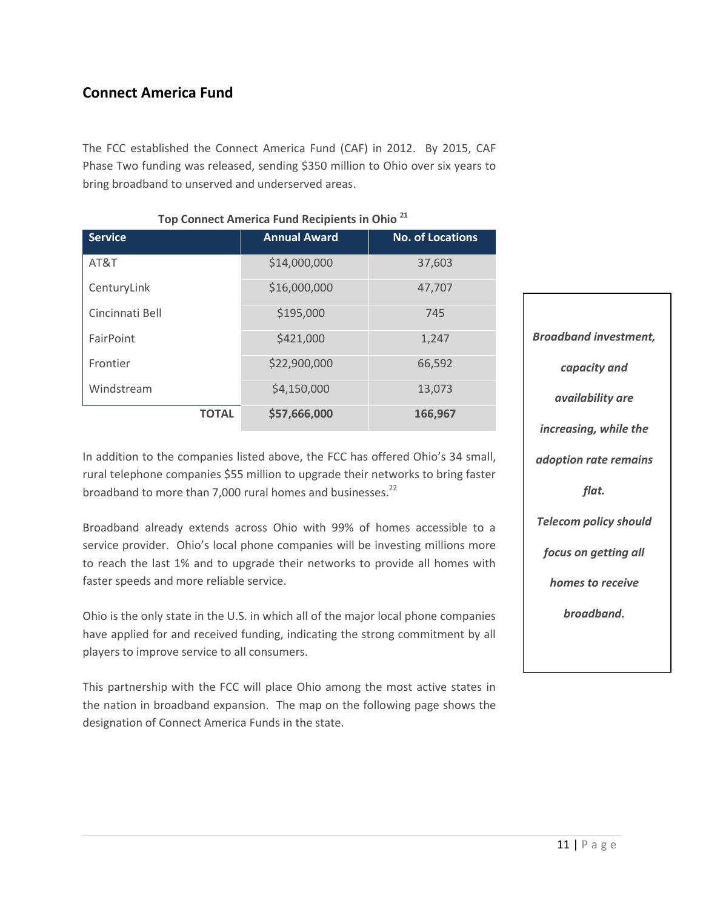## Connect America Fund

The FCC established the Connect America Fund (CAF) in 2012. By 2015, CAF Phase Two funding was released, sending $350 million to Ohio over six years to bring broadband to unserved and underserved areas.

**Top Connect America Fund Recipients in Ohio** [21]

| Service | Annual Award | No. of Locations |
| --- | --- | --- |
| AT&T | $14,000,000 | 37,603 |
| CenturyLink | $16,000,000 | 47,707 |
| Cincinnati Bell | $195,000 | 745 |
| FairPoint | $421,000 | 1,247 |
| Frontier | $22,900,000 | 66,592 |
| Windstream | $4,150,000 | 13,073 |
| **TOTAL** | **$57,666,000** | **166,967** |

In addition to the companies listed above, the FCC has offered Ohio's 34 small, rural telephone companies $55 million to upgrade their networks to bring faster broadband to more than 7,000 rural homes and businesses.[22]

Broadband already extends across Ohio with 99% of homes accessible to a service provider. Ohio's local phone companies will be investing millions more to reach the last 1% and to upgrade their networks to provide all homes with faster speeds and more reliable service.

Ohio is the only state in the U.S. in which all of the major local phone companies have applied for and received funding, indicating the strong commitment by all players to improve service to all consumers.

This partnership with the FCC will place Ohio among the most active states in the nation in broadband expansion. The map on the following page shows the designation of Connect America Funds in the state.

***Broadband investment, capacity and availability are increasing, while the adoption rate remains flat.***

***Telecom policy should focus on getting all homes to receive broadband.***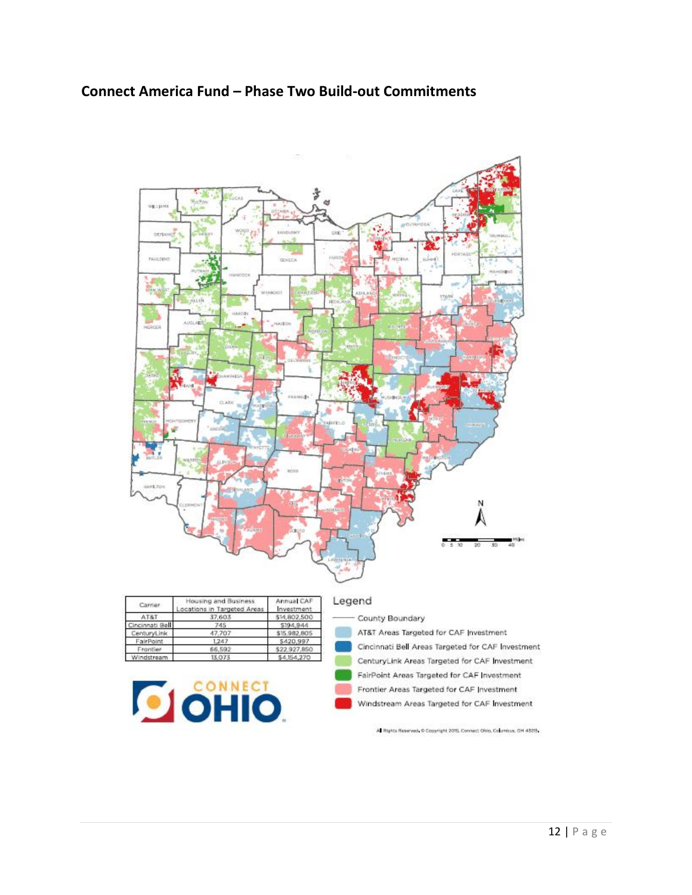## Connect America Fund – Phase Two Build-out Commitments

| Carrier | Housing and Business Locations in Targeted Areas | Annual CAF Investment |
|---|---|---|
| AT&T | 37,603 | $14,802,500 |
| Cincinnati Bell | 745 | $194,944 |
| CenturyLink | 47,707 | $15,982,805 |
| FairPoint | 1,247 | $420,997 |
| Frontier | 66,592 | $22,927,850 |
| Windstream | 13,073 | $4,154,270 |

Legend

- County Boundary
- AT&T Areas Targeted for CAF Investment
- Cincinnati Bell Areas Targeted for CAF Investment
- CenturyLink Areas Targeted for CAF Investment
- FairPoint Areas Targeted for CAF Investment
- Frontier Areas Targeted for CAF Investment
- Windstream Areas Targeted for CAF Investment

All Rights Reserved. © Copyright 2015, Connect Ohio, Columbus, OH 43215.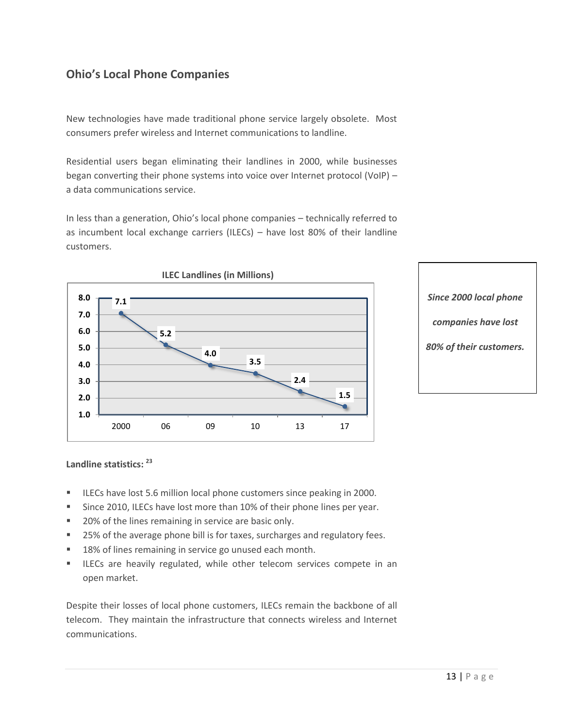## Ohio's Local Phone Companies

New technologies have made traditional phone service largely obsolete. Most consumers prefer wireless and Internet communications to landline.

Residential users began eliminating their landlines in 2000, while businesses began converting their phone systems into voice over Internet protocol (VoIP) – a data communications service.

In less than a generation, Ohio's local phone companies – technically referred to as incumbent local exchange carriers (ILECs) – have lost 80% of their landline customers.

**ILEC Landlines (in Millions)**

| Year | 2000 | 06 | 09 | 10 | 13 | 17 |
|---|---|---|---|---|---|---|
| Landlines (millions) | 7.1 | 5.2 | 4.0 | 3.5 | 2.4 | 1.5 |

***Since 2000 local phone companies have lost 80% of their customers.***

**Landline statistics:** [23]

- ILECs have lost 5.6 million local phone customers since peaking in 2000.
- Since 2010, ILECs have lost more than 10% of their phone lines per year.
- 20% of the lines remaining in service are basic only.
- 25% of the average phone bill is for taxes, surcharges and regulatory fees.
- 18% of lines remaining in service go unused each month.
- ILECs are heavily regulated, while other telecom services compete in an open market.

Despite their losses of local phone customers, ILECs remain the backbone of all telecom. They maintain the infrastructure that connects wireless and Internet communications.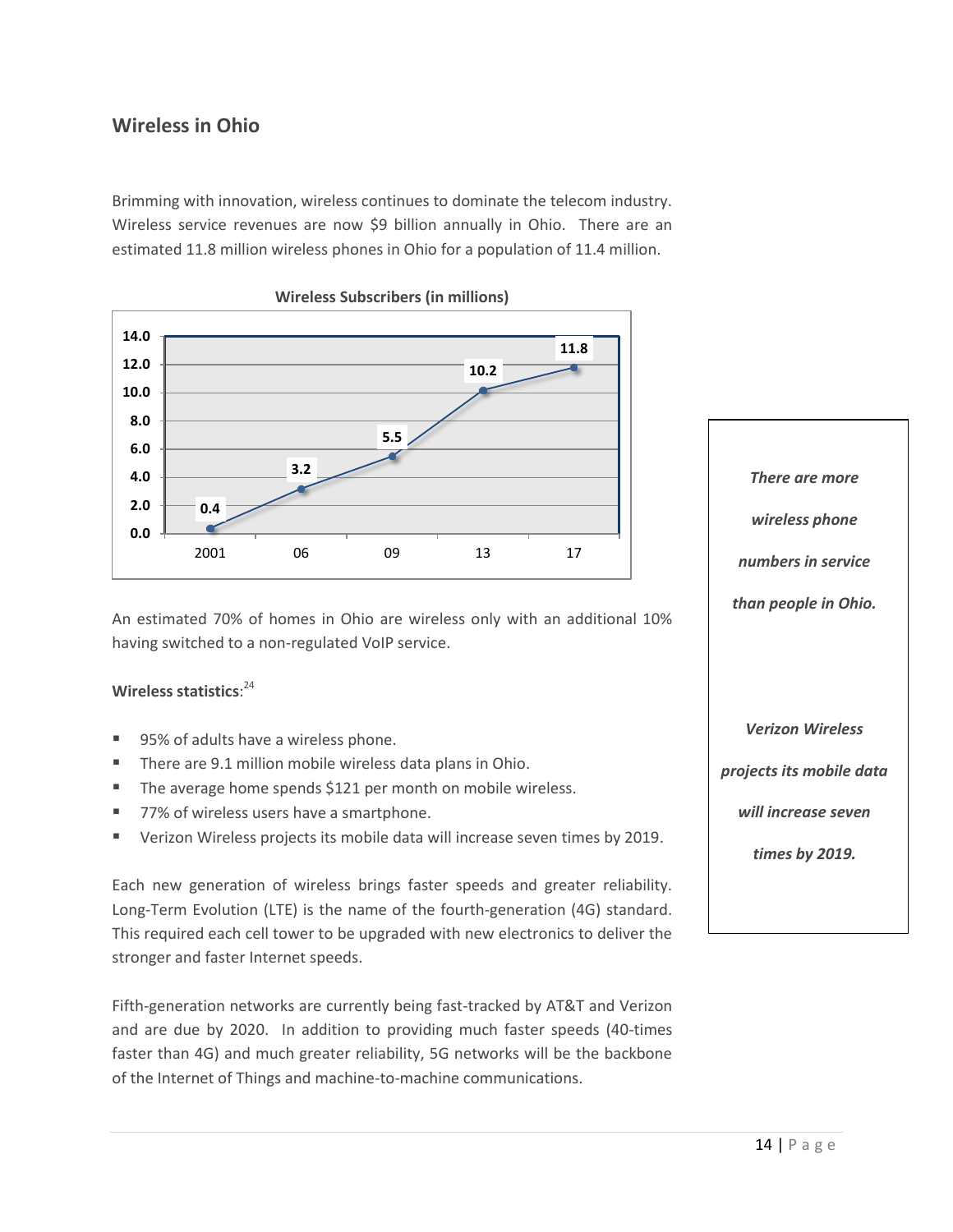## Wireless in Ohio

Brimming with innovation, wireless continues to dominate the telecom industry. Wireless service revenues are now $9 billion annually in Ohio. There are an estimated 11.8 million wireless phones in Ohio for a population of 11.4 million.

**Wireless Subscribers (in millions)**

| Year | Subscribers (millions) |
|---|---|
| 2001 | 0.4 |
| 06 | 3.2 |
| 09 | 5.5 |
| 13 | 10.2 |
| 17 | 11.8 |

An estimated 70% of homes in Ohio are wireless only with an additional 10% having switched to a non-regulated VoIP service.

**Wireless statistics**:[24]

- 95% of adults have a wireless phone.
- There are 9.1 million mobile wireless data plans in Ohio.
- The average home spends $121 per month on mobile wireless.
- 77% of wireless users have a smartphone.
- Verizon Wireless projects its mobile data will increase seven times by 2019.

Each new generation of wireless brings faster speeds and greater reliability. Long-Term Evolution (LTE) is the name of the fourth-generation (4G) standard. This required each cell tower to be upgraded with new electronics to deliver the stronger and faster Internet speeds.

Fifth-generation networks are currently being fast-tracked by AT&T and Verizon and are due by 2020. In addition to providing much faster speeds (40-times faster than 4G) and much greater reliability, 5G networks will be the backbone of the Internet of Things and machine-to-machine communications.

> ***There are more wireless phone numbers in service than people in Ohio.***
>
> ***Verizon Wireless projects its mobile data will increase seven times by 2019.***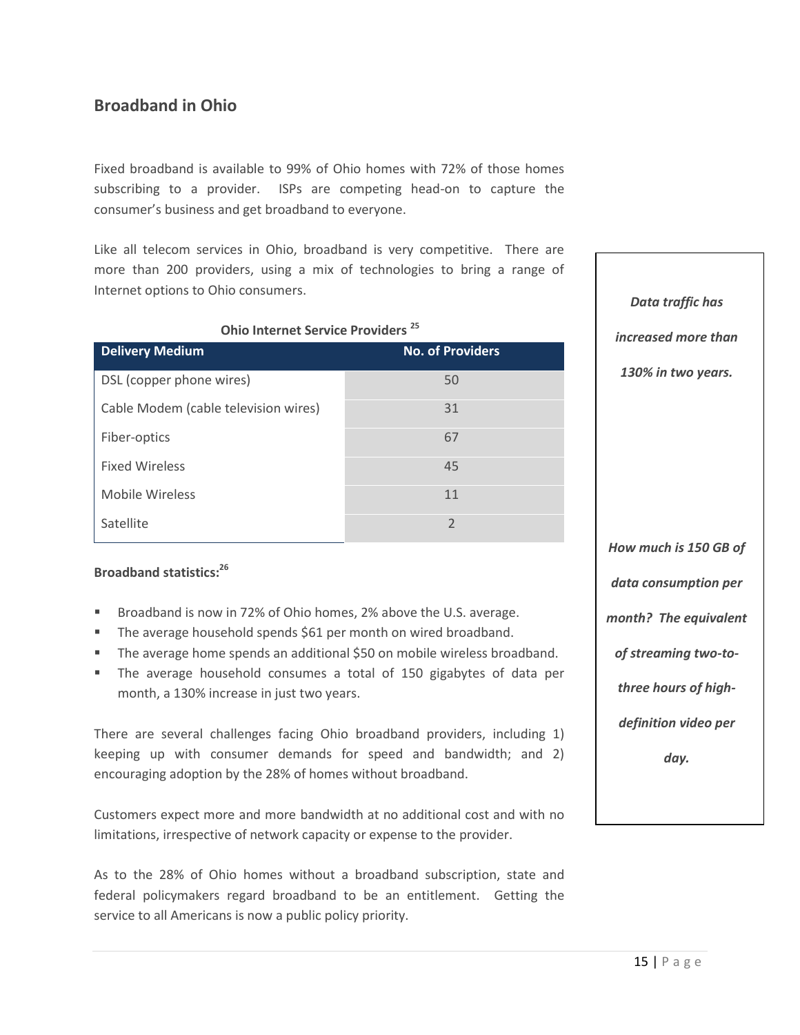## Broadband in Ohio

Fixed broadband is available to 99% of Ohio homes with 72% of those homes subscribing to a provider. ISPs are competing head-on to capture the consumer's business and get broadband to everyone.

Like all telecom services in Ohio, broadband is very competitive. There are more than 200 providers, using a mix of technologies to bring a range of Internet options to Ohio consumers.

***Data traffic has increased more than 130% in two years.***

**Ohio Internet Service Providers [25]**

| Delivery Medium | No. of Providers |
|---|---|
| DSL (copper phone wires) | 50 |
| Cable Modem (cable television wires) | 31 |
| Fiber-optics | 67 |
| Fixed Wireless | 45 |
| Mobile Wireless | 11 |
| Satellite | 2 |

**Broadband statistics:[26]**

- Broadband is now in 72% of Ohio homes, 2% above the U.S. average.
- The average household spends $61 per month on wired broadband.
- The average home spends an additional $50 on mobile wireless broadband.
- The average household consumes a total of 150 gigabytes of data per month, a 130% increase in just two years.

***How much is 150 GB of data consumption per month? The equivalent of streaming two-to-three hours of high-definition video per day.***

There are several challenges facing Ohio broadband providers, including 1) keeping up with consumer demands for speed and bandwidth; and 2) encouraging adoption by the 28% of homes without broadband.

Customers expect more and more bandwidth at no additional cost and with no limitations, irrespective of network capacity or expense to the provider.

As to the 28% of Ohio homes without a broadband subscription, state and federal policymakers regard broadband to be an entitlement. Getting the service to all Americans is now a public policy priority.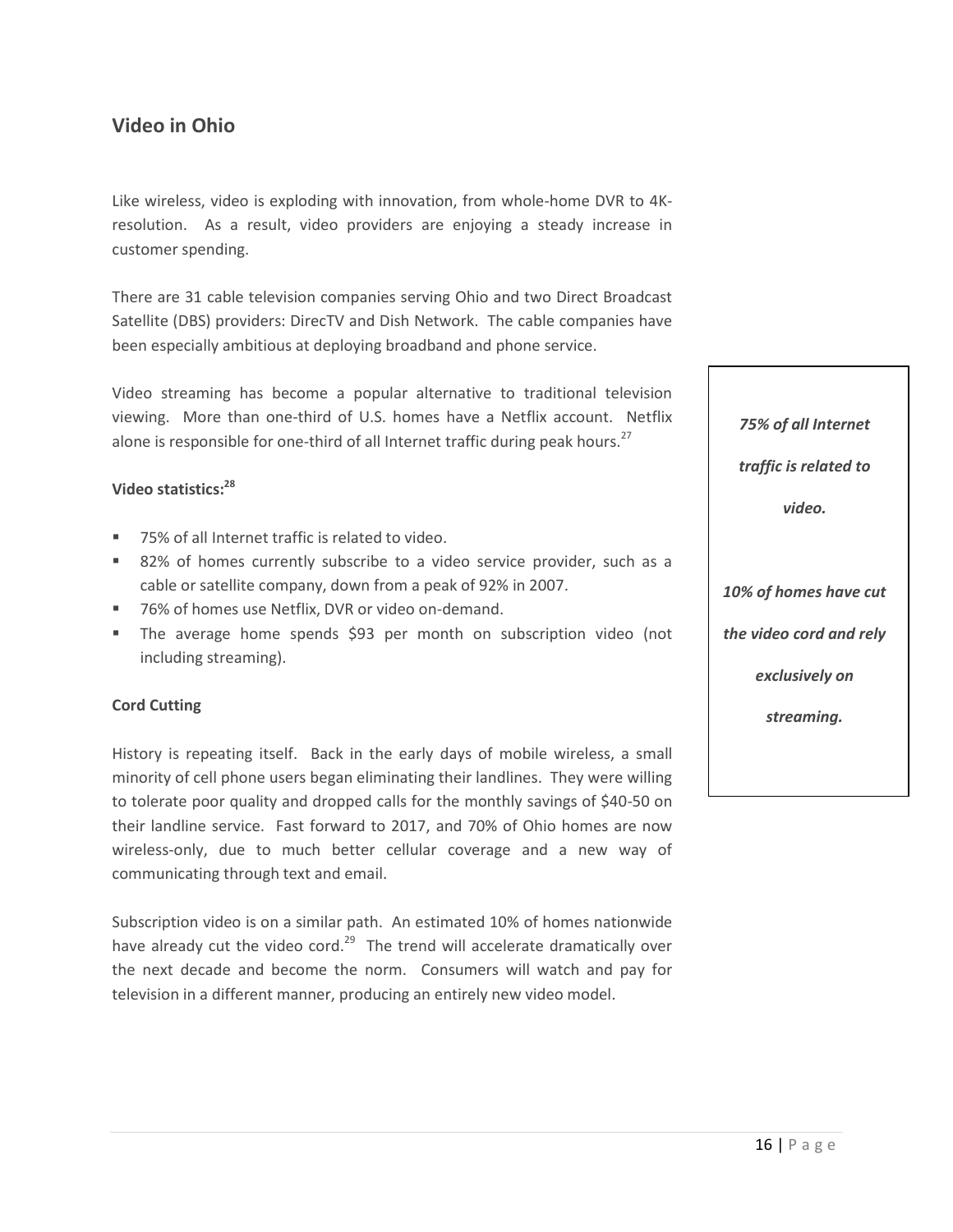## Video in Ohio

Like wireless, video is exploding with innovation, from whole-home DVR to 4K-resolution. As a result, video providers are enjoying a steady increase in customer spending.

There are 31 cable television companies serving Ohio and two Direct Broadcast Satellite (DBS) providers: DirecTV and Dish Network. The cable companies have been especially ambitious at deploying broadband and phone service.

Video streaming has become a popular alternative to traditional television viewing. More than one-third of U.S. homes have a Netflix account. Netflix alone is responsible for one-third of all Internet traffic during peak hours.[27]

> ***75% of all Internet traffic is related to video.***
>
> ***10% of homes have cut the video cord and rely exclusively on streaming.***

**Video statistics:[28]**

- 75% of all Internet traffic is related to video.
- 82% of homes currently subscribe to a video service provider, such as a cable or satellite company, down from a peak of 92% in 2007.
- 76% of homes use Netflix, DVR or video on-demand.
- The average home spends $93 per month on subscription video (not including streaming).

**Cord Cutting**

History is repeating itself. Back in the early days of mobile wireless, a small minority of cell phone users began eliminating their landlines. They were willing to tolerate poor quality and dropped calls for the monthly savings of $40-50 on their landline service. Fast forward to 2017, and 70% of Ohio homes are now wireless-only, due to much better cellular coverage and a new way of communicating through text and email.

Subscription video is on a similar path. An estimated 10% of homes nationwide have already cut the video cord.[29] The trend will accelerate dramatically over the next decade and become the norm. Consumers will watch and pay for television in a different manner, producing an entirely new video model.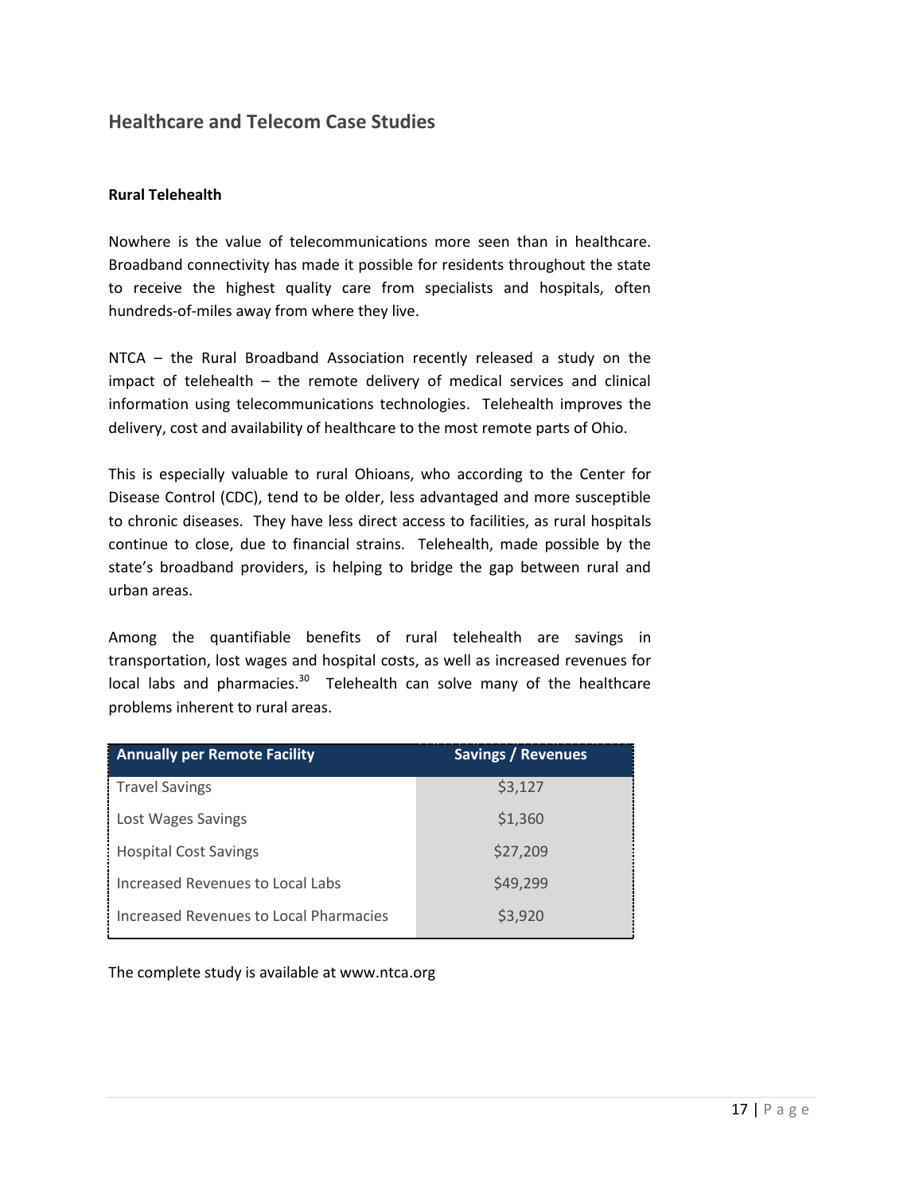## Healthcare and Telecom Case Studies

**Rural Telehealth**

Nowhere is the value of telecommunications more seen than in healthcare. Broadband connectivity has made it possible for residents throughout the state to receive the highest quality care from specialists and hospitals, often hundreds-of-miles away from where they live.

NTCA – the Rural Broadband Association recently released a study on the impact of telehealth – the remote delivery of medical services and clinical information using telecommunications technologies. Telehealth improves the delivery, cost and availability of healthcare to the most remote parts of Ohio.

This is especially valuable to rural Ohioans, who according to the Center for Disease Control (CDC), tend to be older, less advantaged and more susceptible to chronic diseases. They have less direct access to facilities, as rural hospitals continue to close, due to financial strains. Telehealth, made possible by the state's broadband providers, is helping to bridge the gap between rural and urban areas.

Among the quantifiable benefits of rural telehealth are savings in transportation, lost wages and hospital costs, as well as increased revenues for local labs and pharmacies.[30] Telehealth can solve many of the healthcare problems inherent to rural areas.

| Annually per Remote Facility | Savings / Revenues |
| --- | --- |
| Travel Savings | $3,127 |
| Lost Wages Savings | $1,360 |
| Hospital Cost Savings | $27,209 |
| Increased Revenues to Local Labs | $49,299 |
| Increased Revenues to Local Pharmacies | $3,920 |

The complete study is available at www.ntca.org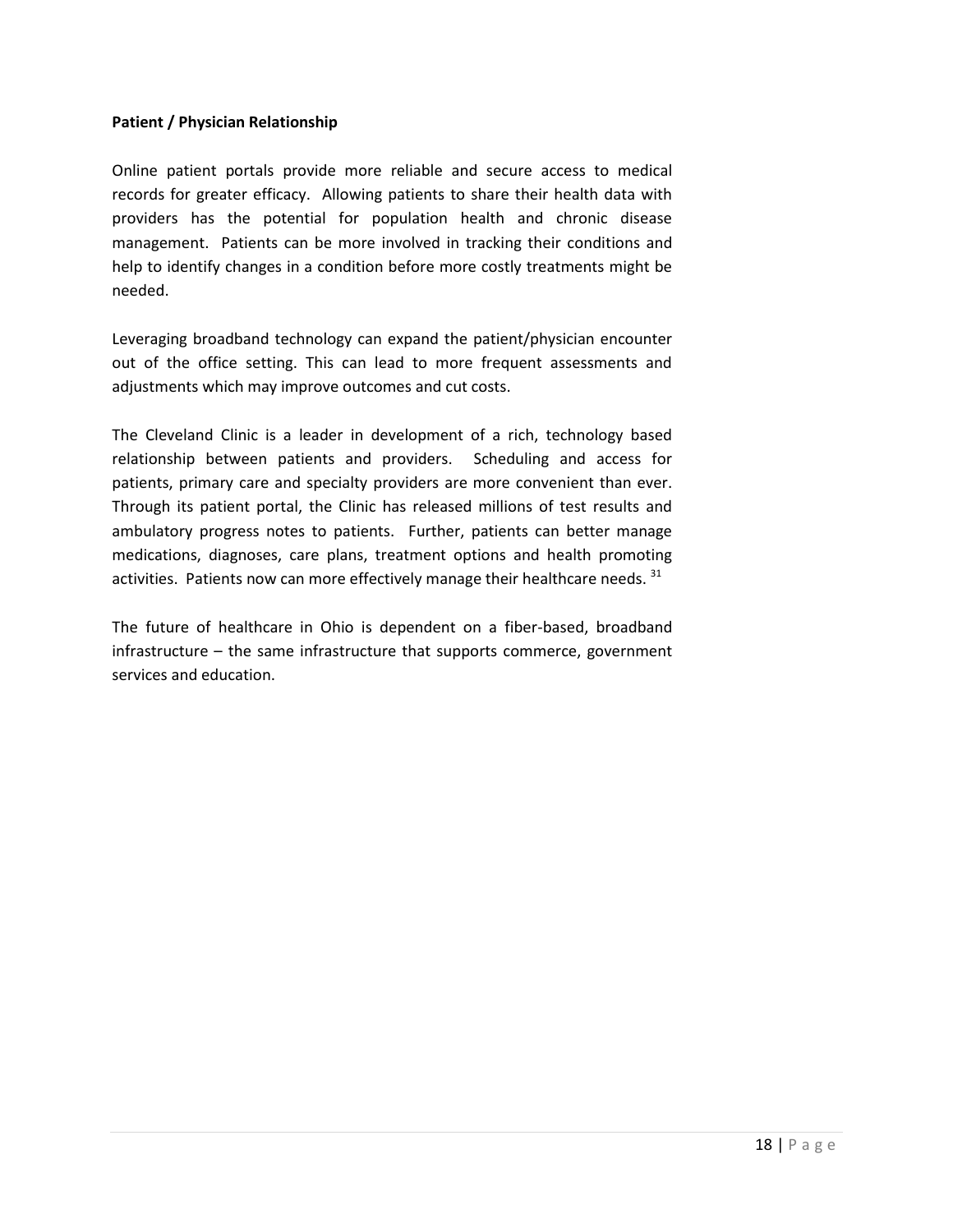**Patient / Physician Relationship**

Online patient portals provide more reliable and secure access to medical records for greater efficacy. Allowing patients to share their health data with providers has the potential for population health and chronic disease management. Patients can be more involved in tracking their conditions and help to identify changes in a condition before more costly treatments might be needed.

Leveraging broadband technology can expand the patient/physician encounter out of the office setting. This can lead to more frequent assessments and adjustments which may improve outcomes and cut costs.

The Cleveland Clinic is a leader in development of a rich, technology based relationship between patients and providers. Scheduling and access for patients, primary care and specialty providers are more convenient than ever. Through its patient portal, the Clinic has released millions of test results and ambulatory progress notes to patients. Further, patients can better manage medications, diagnoses, care plans, treatment options and health promoting activities. Patients now can more effectively manage their healthcare needs. [31]

The future of healthcare in Ohio is dependent on a fiber-based, broadband infrastructure – the same infrastructure that supports commerce, government services and education.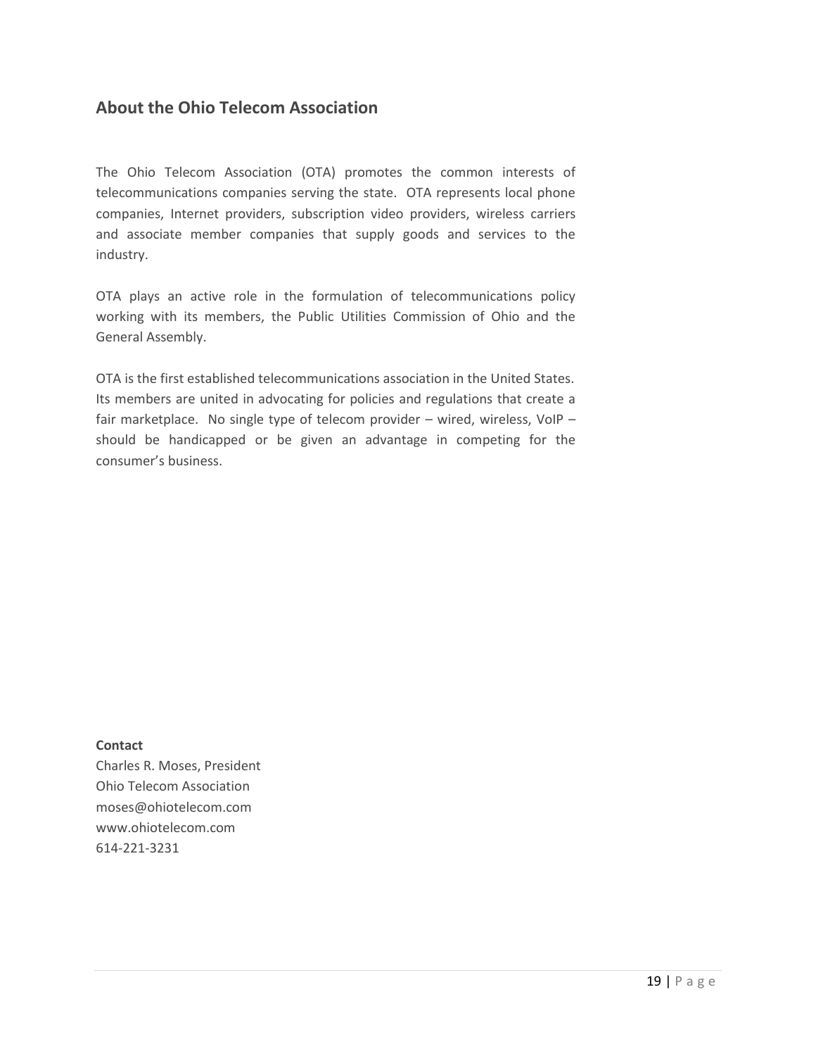## About the Ohio Telecom Association

The Ohio Telecom Association (OTA) promotes the common interests of telecommunications companies serving the state. OTA represents local phone companies, Internet providers, subscription video providers, wireless carriers and associate member companies that supply goods and services to the industry.

OTA plays an active role in the formulation of telecommunications policy working with its members, the Public Utilities Commission of Ohio and the General Assembly.

OTA is the first established telecommunications association in the United States. Its members are united in advocating for policies and regulations that create a fair marketplace. No single type of telecom provider – wired, wireless, VoIP – should be handicapped or be given an advantage in competing for the consumer's business.

**Contact**
Charles R. Moses, President
Ohio Telecom Association
moses@ohiotelecom.com
www.ohiotelecom.com
614-221-3231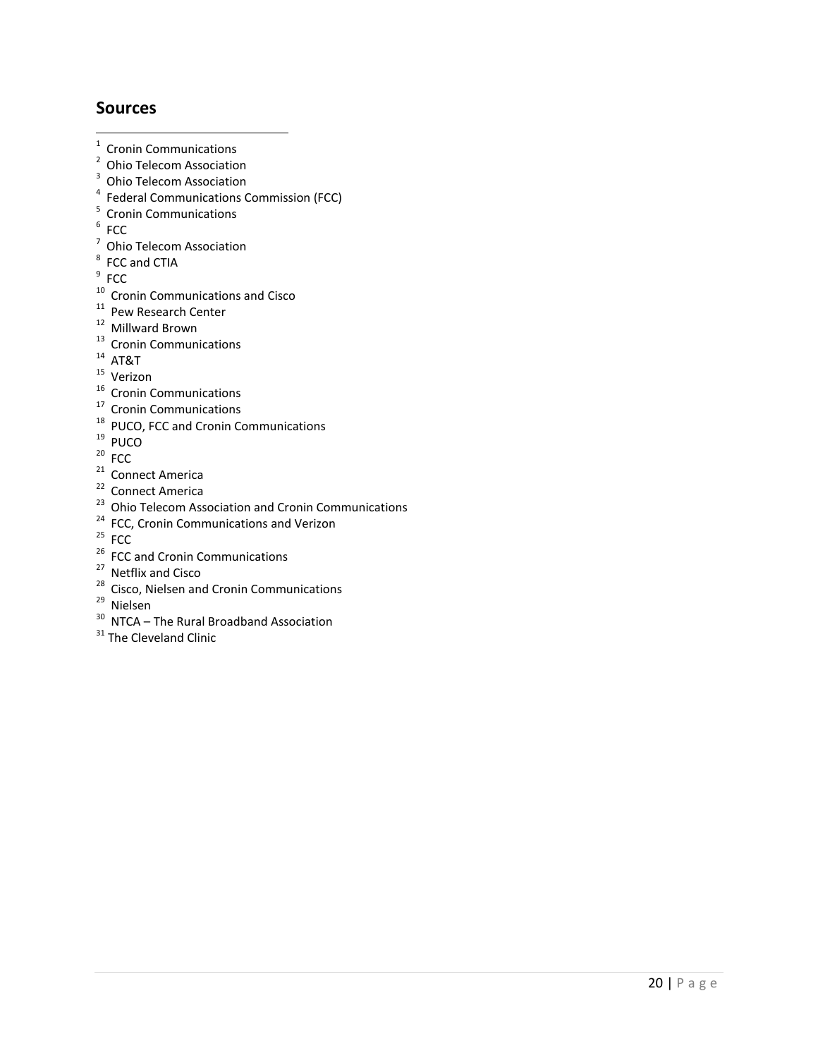## Sources

[1] Cronin Communications
[2] Ohio Telecom Association
[3] Ohio Telecom Association
[4] Federal Communications Commission (FCC)
[5] Cronin Communications
[6] FCC
[7] Ohio Telecom Association
[8] FCC and CTIA
[9] FCC
[10] Cronin Communications and Cisco
[11] Pew Research Center
[12] Millward Brown
[13] Cronin Communications
[14] AT&T
[15] Verizon
[16] Cronin Communications
[17] Cronin Communications
[18] PUCO, FCC and Cronin Communications
[19] PUCO
[20] FCC
[21] Connect America
[22] Connect America
[23] Ohio Telecom Association and Cronin Communications
[24] FCC, Cronin Communications and Verizon
[25] FCC
[26] FCC and Cronin Communications
[27] Netflix and Cisco
[28] Cisco, Nielsen and Cronin Communications
[29] Nielsen
[30] NTCA – The Rural Broadband Association
[31] The Cleveland Clinic